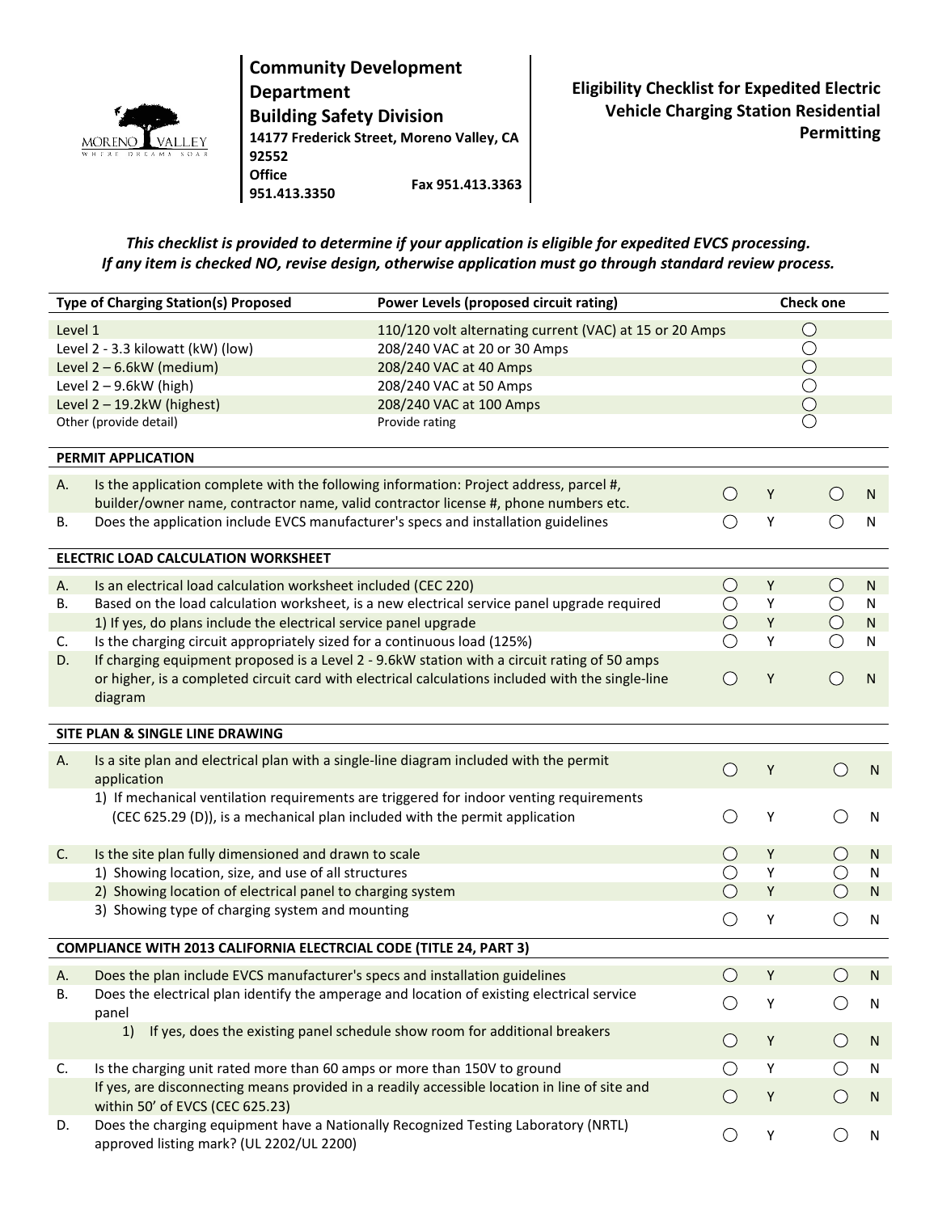**Community Development Department**
**Building Safety Division**
**14177 Frederick Street, Moreno Valley, CA 92552**
**Office 951.413.3350** **Fax 951.413.3363**

# Eligibility Checklist for Expedited Electric Vehicle Charging Station Residential Permitting

***This checklist is provided to determine if your application is eligible for expedited EVCS processing. If any item is checked NO, revise design, otherwise application must go through standard review process.***

| Type of Charging Station(s) Proposed | Power Levels (proposed circuit rating) | Check one |
|---|---|---|
| Level 1 | 110/120 volt alternating current (VAC) at 15 or 20 Amps | ○ |
| Level 2 - 3.3 kilowatt (kW) (low) | 208/240 VAC at 20 or 30 Amps | ○ |
| Level 2 – 6.6kW (medium) | 208/240 VAC at 40 Amps | ○ |
| Level 2 – 9.6kW (high) | 208/240 VAC at 50 Amps | ○ |
| Level 2 – 19.2kW (highest) | 208/240 VAC at 100 Amps | ○ |
| Other (provide detail) | Provide rating | ○ |

| PERMIT APPLICATION | | | |
|---|---|---|---|
| A. | Is the application complete with the following information: Project address, parcel #, builder/owner name, contractor name, valid contractor license #, phone numbers etc. | ○ Y | ○ N |
| B. | Does the application include EVCS manufacturer's specs and installation guidelines | ○ Y | ○ N |

| ELECTRIC LOAD CALCULATION WORKSHEET | | | |
|---|---|---|---|
| A. | Is an electrical load calculation worksheet included (CEC 220) | ○ Y | ○ N |
| B. | Based on the load calculation worksheet, is a new electrical service panel upgrade required | ○ Y | ○ N |
| | 1) If yes, do plans include the electrical service panel upgrade | ○ Y | ○ N |
| C. | Is the charging circuit appropriately sized for a continuous load (125%) | ○ Y | ○ N |
| D. | If charging equipment proposed is a Level 2 - 9.6kW station with a circuit rating of 50 amps or higher, is a completed circuit card with electrical calculations included with the single-line diagram | ○ Y | ○ N |

| SITE PLAN & SINGLE LINE DRAWING | | | |
|---|---|---|---|
| A. | Is a site plan and electrical plan with a single-line diagram included with the permit application | ○ Y | ○ N |
| | 1) If mechanical ventilation requirements are triggered for indoor venting requirements (CEC 625.29 (D)), is a mechanical plan included with the permit application | ○ Y | ○ N |
| C. | Is the site plan fully dimensioned and drawn to scale | ○ Y | ○ N |
| | 1) Showing location, size, and use of all structures | ○ Y | ○ N |
| | 2) Showing location of electrical panel to charging system | ○ Y | ○ N |
| | 3) Showing type of charging system and mounting | ○ Y | ○ N |

| COMPLIANCE WITH 2013 CALIFORNIA ELECTRCIAL CODE (TITLE 24, PART 3) | | | |
|---|---|---|---|
| A. | Does the plan include EVCS manufacturer's specs and installation guidelines | ○ Y | ○ N |
| B. | Does the electrical plan identify the amperage and location of existing electrical service panel | ○ Y | ○ N |
| | 1) If yes, does the existing panel schedule show room for additional breakers | ○ Y | ○ N |
| C. | Is the charging unit rated more than 60 amps or more than 150V to ground | ○ Y | ○ N |
| | If yes, are disconnecting means provided in a readily accessible location in line of site and within 50' of EVCS (CEC 625.23) | ○ Y | ○ N |
| D. | Does the charging equipment have a Nationally Recognized Testing Laboratory (NRTL) approved listing mark? (UL 2202/UL 2200) | ○ Y | ○ N |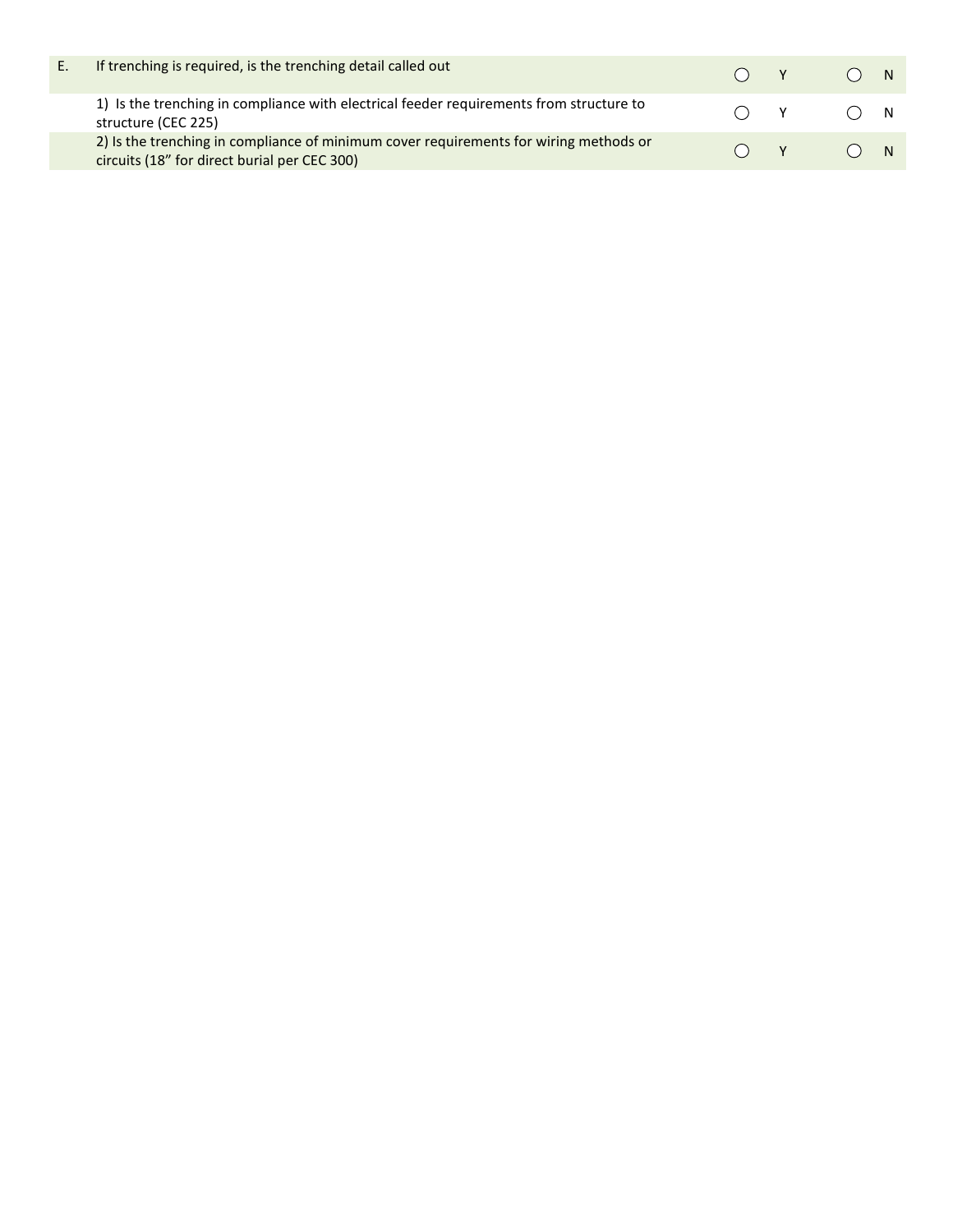| | | | |
|---|---|---|---|
| E. | If trenching is required, is the trenching detail called out | ◯ Y | ◯ N |
| | 1) Is the trenching in compliance with electrical feeder requirements from structure to structure (CEC 225) | ◯ Y | ◯ N |
| | 2) Is the trenching in compliance of minimum cover requirements for wiring methods or circuits (18" for direct burial per CEC 300) | ◯ Y | ◯ N |